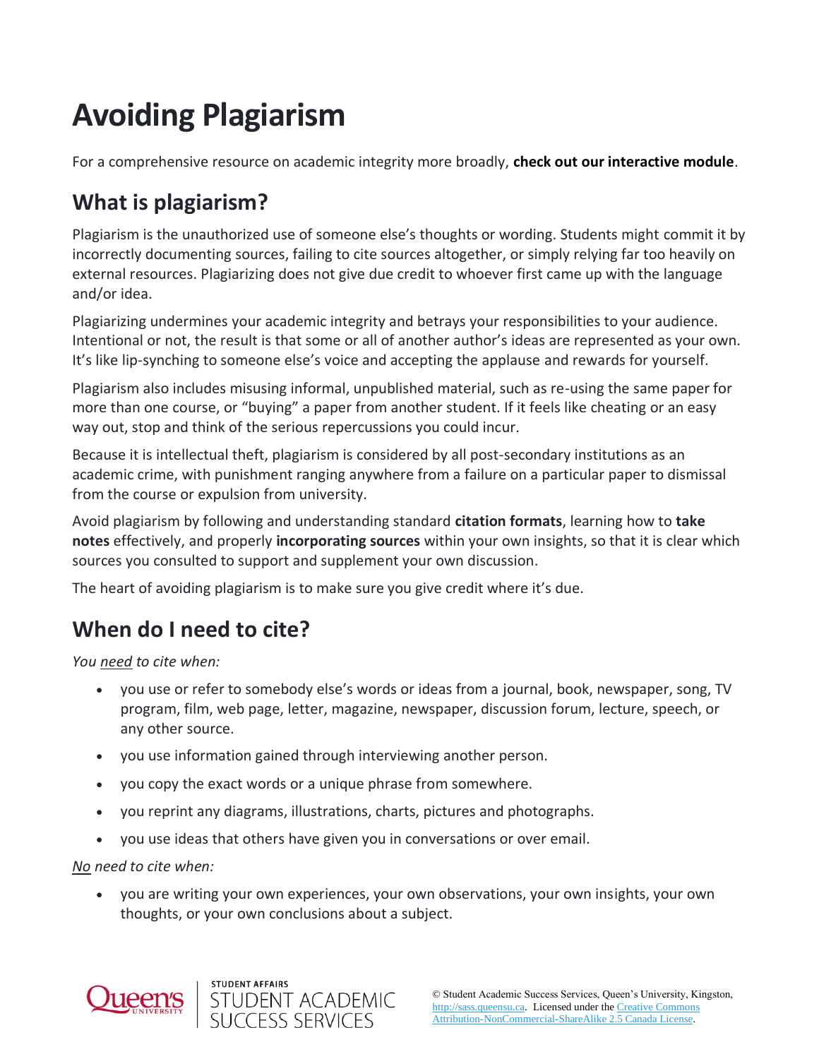# Avoiding Plagiarism

For a comprehensive resource on academic integrity more broadly, **check out our interactive module**.

## What is plagiarism?

Plagiarism is the unauthorized use of someone else's thoughts or wording. Students might commit it by incorrectly documenting sources, failing to cite sources altogether, or simply relying far too heavily on external resources. Plagiarizing does not give due credit to whoever first came up with the language and/or idea.

Plagiarizing undermines your academic integrity and betrays your responsibilities to your audience. Intentional or not, the result is that some or all of another author's ideas are represented as your own. It's like lip-synching to someone else's voice and accepting the applause and rewards for yourself.

Plagiarism also includes misusing informal, unpublished material, such as re-using the same paper for more than one course, or "buying" a paper from another student. If it feels like cheating or an easy way out, stop and think of the serious repercussions you could incur.

Because it is intellectual theft, plagiarism is considered by all post-secondary institutions as an academic crime, with punishment ranging anywhere from a failure on a particular paper to dismissal from the course or expulsion from university.

Avoid plagiarism by following and understanding standard **citation formats**, learning how to **take notes** effectively, and properly **incorporating sources** within your own insights, so that it is clear which sources you consulted to support and supplement your own discussion.

The heart of avoiding plagiarism is to make sure you give credit where it's due.

## When do I need to cite?

*You need to cite when:*

- you use or refer to somebody else's words or ideas from a journal, book, newspaper, song, TV program, film, web page, letter, magazine, newspaper, discussion forum, lecture, speech, or any other source.
- you use information gained through interviewing another person.
- you copy the exact words or a unique phrase from somewhere.
- you reprint any diagrams, illustrations, charts, pictures and photographs.
- you use ideas that others have given you in conversations or over email.

*No need to cite when:*

- you are writing your own experiences, your own observations, your own insights, your own thoughts, or your own conclusions about a subject.

© Student Academic Success Services, Queen's University, Kingston, http://sass.queensu.ca. Licensed under the Creative Commons Attribution-NonCommercial-ShareAlike 2.5 Canada License.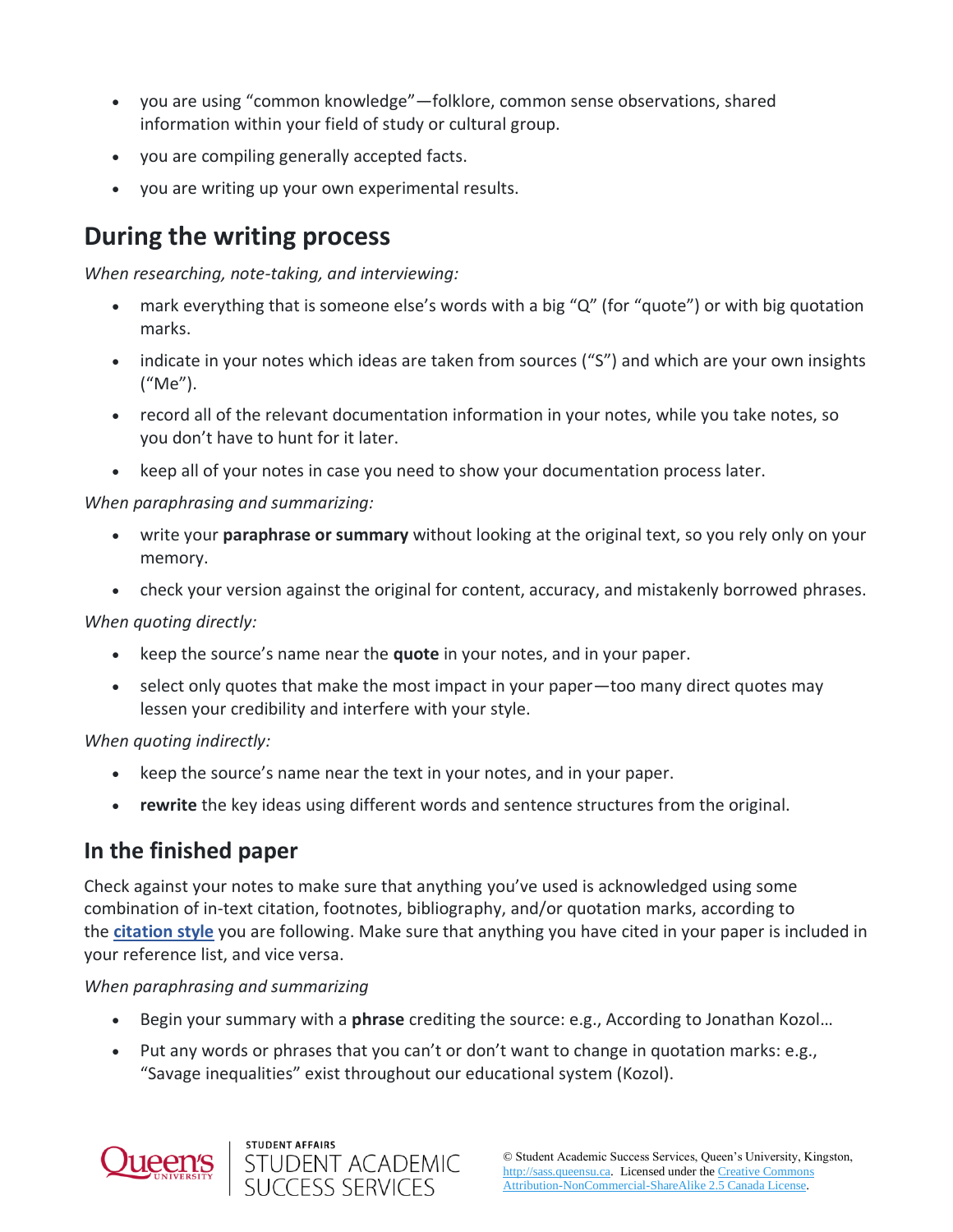- you are using “common knowledge”—folklore, common sense observations, shared information within your field of study or cultural group.
- you are compiling generally accepted facts.
- you are writing up your own experimental results.

## During the writing process

*When researching, note-taking, and interviewing:*

- mark everything that is someone else’s words with a big “Q” (for “quote”) or with big quotation marks.
- indicate in your notes which ideas are taken from sources (“S”) and which are your own insights (“Me”).
- record all of the relevant documentation information in your notes, while you take notes, so you don’t have to hunt for it later.
- keep all of your notes in case you need to show your documentation process later.

*When paraphrasing and summarizing:*

- write your **paraphrase or summary** without looking at the original text, so you rely only on your memory.
- check your version against the original for content, accuracy, and mistakenly borrowed phrases.

*When quoting directly:*

- keep the source’s name near the **quote** in your notes, and in your paper.
- select only quotes that make the most impact in your paper—too many direct quotes may lessen your credibility and interfere with your style.

*When quoting indirectly:*

- keep the source’s name near the text in your notes, and in your paper.
- **rewrite** the key ideas using different words and sentence structures from the original.

## In the finished paper

Check against your notes to make sure that anything you’ve used is acknowledged using some combination of in-text citation, footnotes, bibliography, and/or quotation marks, according to the **citation style** you are following. Make sure that anything you have cited in your paper is included in your reference list, and vice versa.

*When paraphrasing and summarizing*

- Begin your summary with a **phrase** crediting the source: e.g., According to Jonathan Kozol…
- Put any words or phrases that you can’t or don’t want to change in quotation marks: e.g., “Savage inequalities” exist throughout our educational system (Kozol).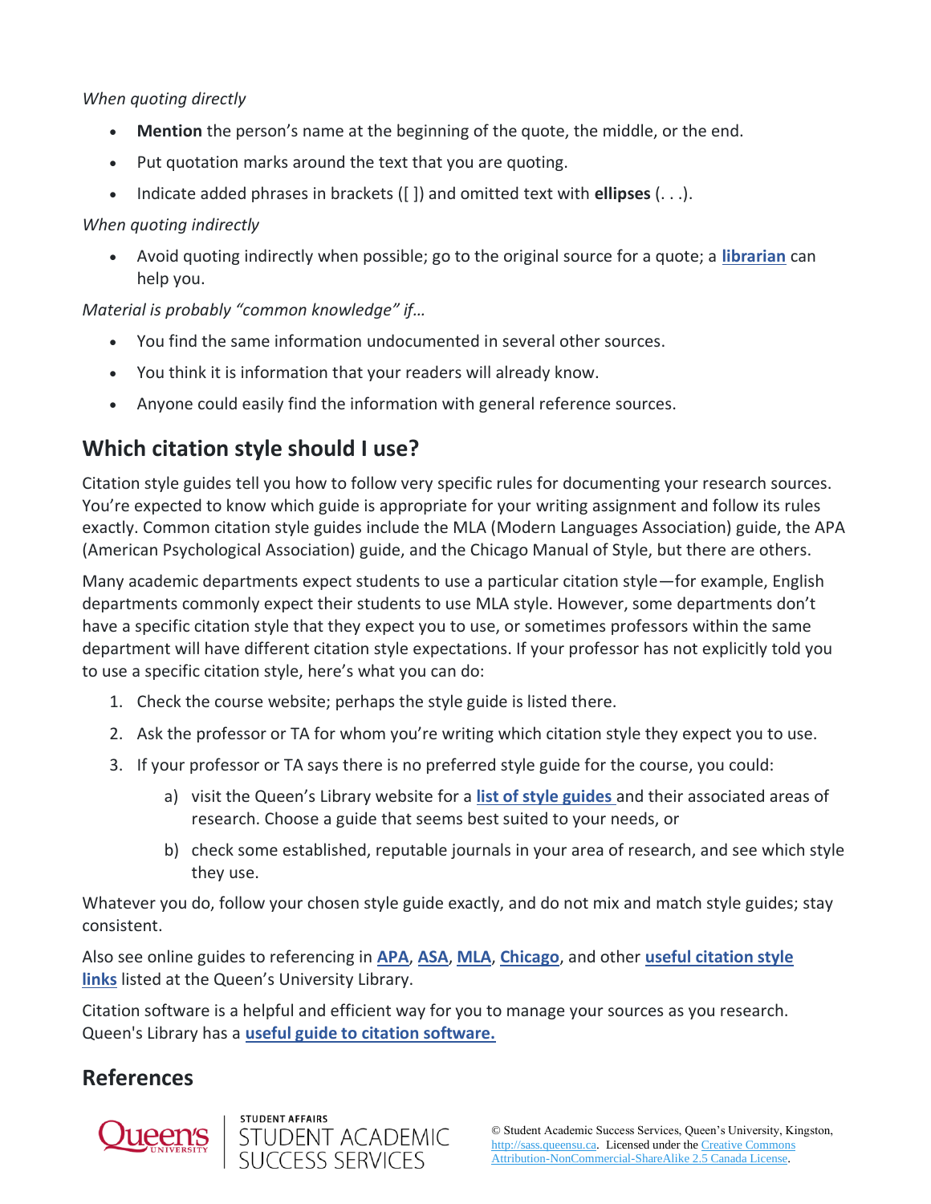*When quoting directly*

- **Mention** the person's name at the beginning of the quote, the middle, or the end.
- Put quotation marks around the text that you are quoting.
- Indicate added phrases in brackets ([ ]) and omitted text with **ellipses** (. . .).

*When quoting indirectly*

- Avoid quoting indirectly when possible; go to the original source for a quote; a **librarian** can help you.

*Material is probably "common knowledge" if…*

- You find the same information undocumented in several other sources.
- You think it is information that your readers will already know.
- Anyone could easily find the information with general reference sources.

## Which citation style should I use?

Citation style guides tell you how to follow very specific rules for documenting your research sources. You're expected to know which guide is appropriate for your writing assignment and follow its rules exactly. Common citation style guides include the MLA (Modern Languages Association) guide, the APA (American Psychological Association) guide, and the Chicago Manual of Style, but there are others.

Many academic departments expect students to use a particular citation style—for example, English departments commonly expect their students to use MLA style. However, some departments don't have a specific citation style that they expect you to use, or sometimes professors within the same department will have different citation style expectations. If your professor has not explicitly told you to use a specific citation style, here's what you can do:

1. Check the course website; perhaps the style guide is listed there.
2. Ask the professor or TA for whom you're writing which citation style they expect you to use.
3. If your professor or TA says there is no preferred style guide for the course, you could:
   a) visit the Queen's Library website for a **list of style guides** and their associated areas of research. Choose a guide that seems best suited to your needs, or
   b) check some established, reputable journals in your area of research, and see which style they use.

Whatever you do, follow your chosen style guide exactly, and do not mix and match style guides; stay consistent.

Also see online guides to referencing in **APA**, **ASA**, **MLA**, **Chicago**, and other **useful citation style links** listed at the Queen's University Library.

Citation software is a helpful and efficient way for you to manage your sources as you research. Queen's Library has a **useful guide to citation software.**

## References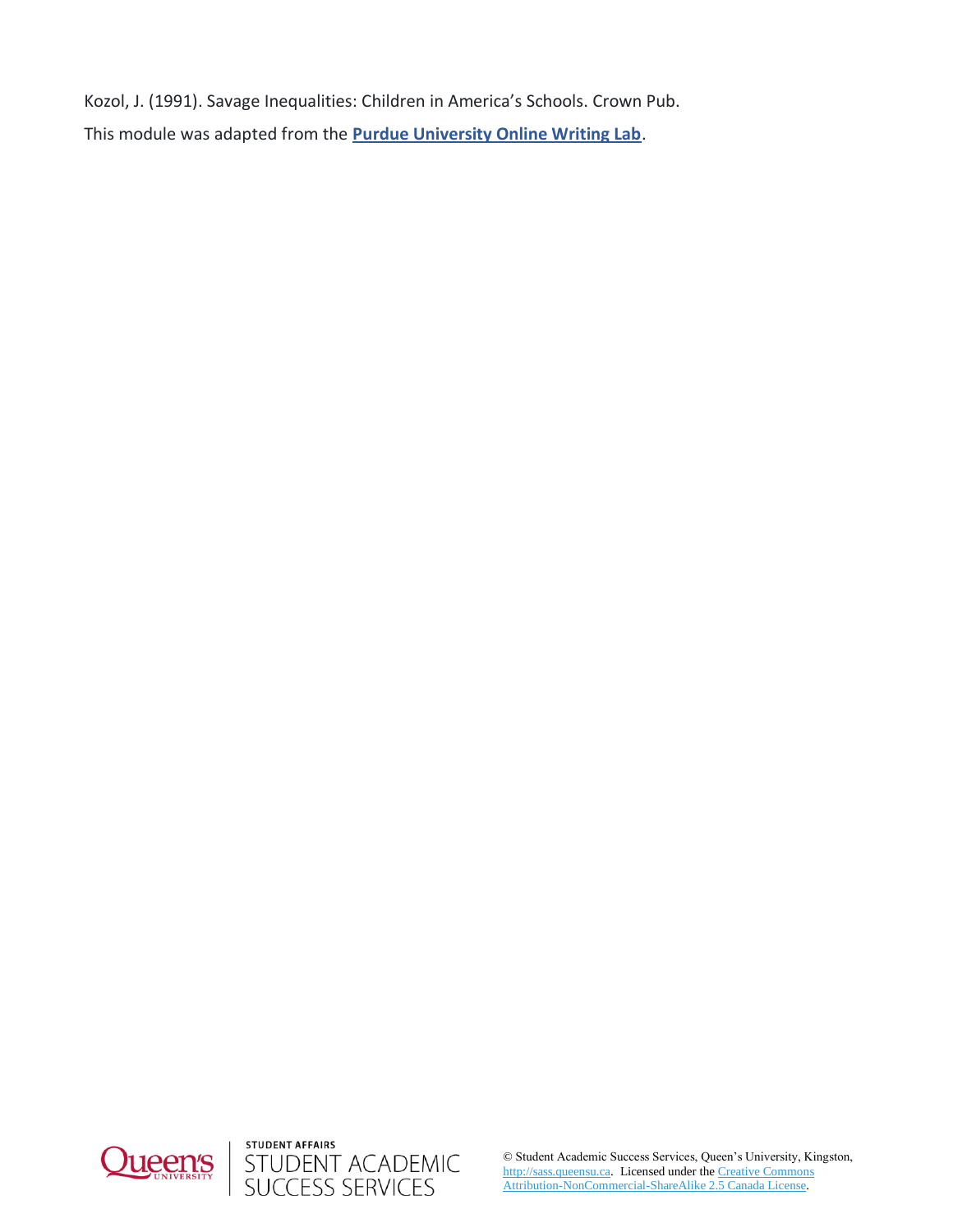Kozol, J. (1991). Savage Inequalities: Children in America's Schools. Crown Pub.

This module was adapted from the **Purdue University Online Writing Lab**.

© Student Academic Success Services, Queen's University, Kingston, http://sass.queensu.ca. Licensed under the Creative Commons Attribution-NonCommercial-ShareAlike 2.5 Canada License.